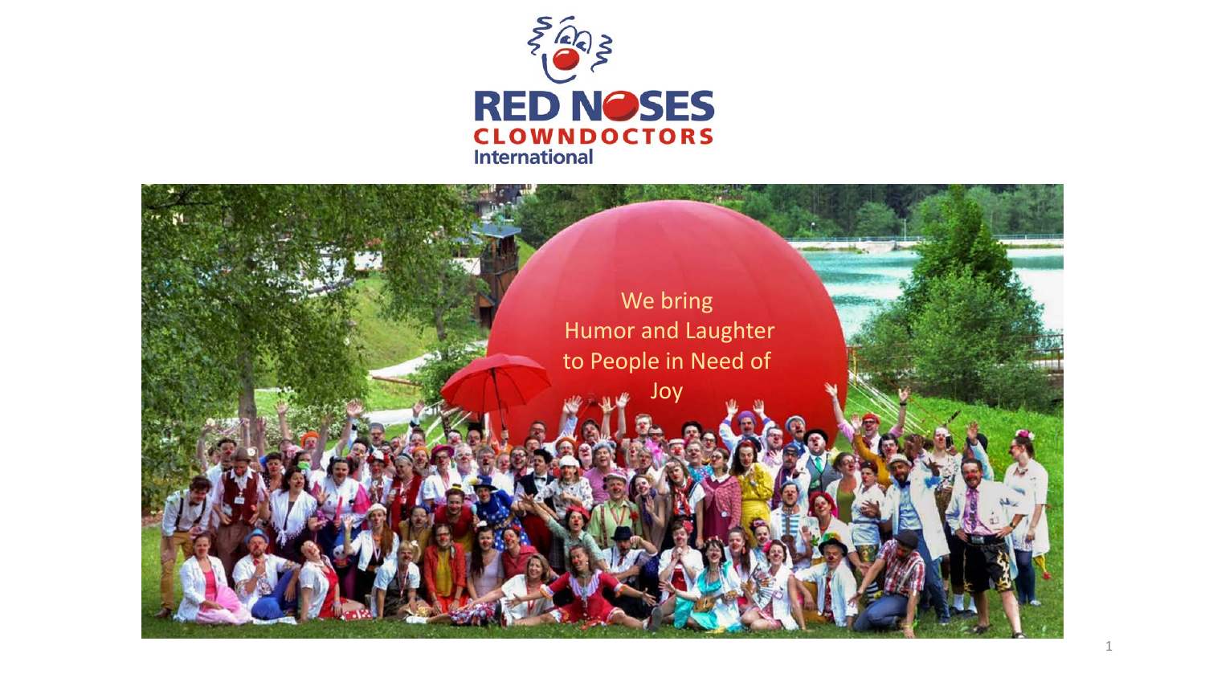RED NOSES CLOWNDOCTORS International

We bring Humor and Laughter to People in Need of Joy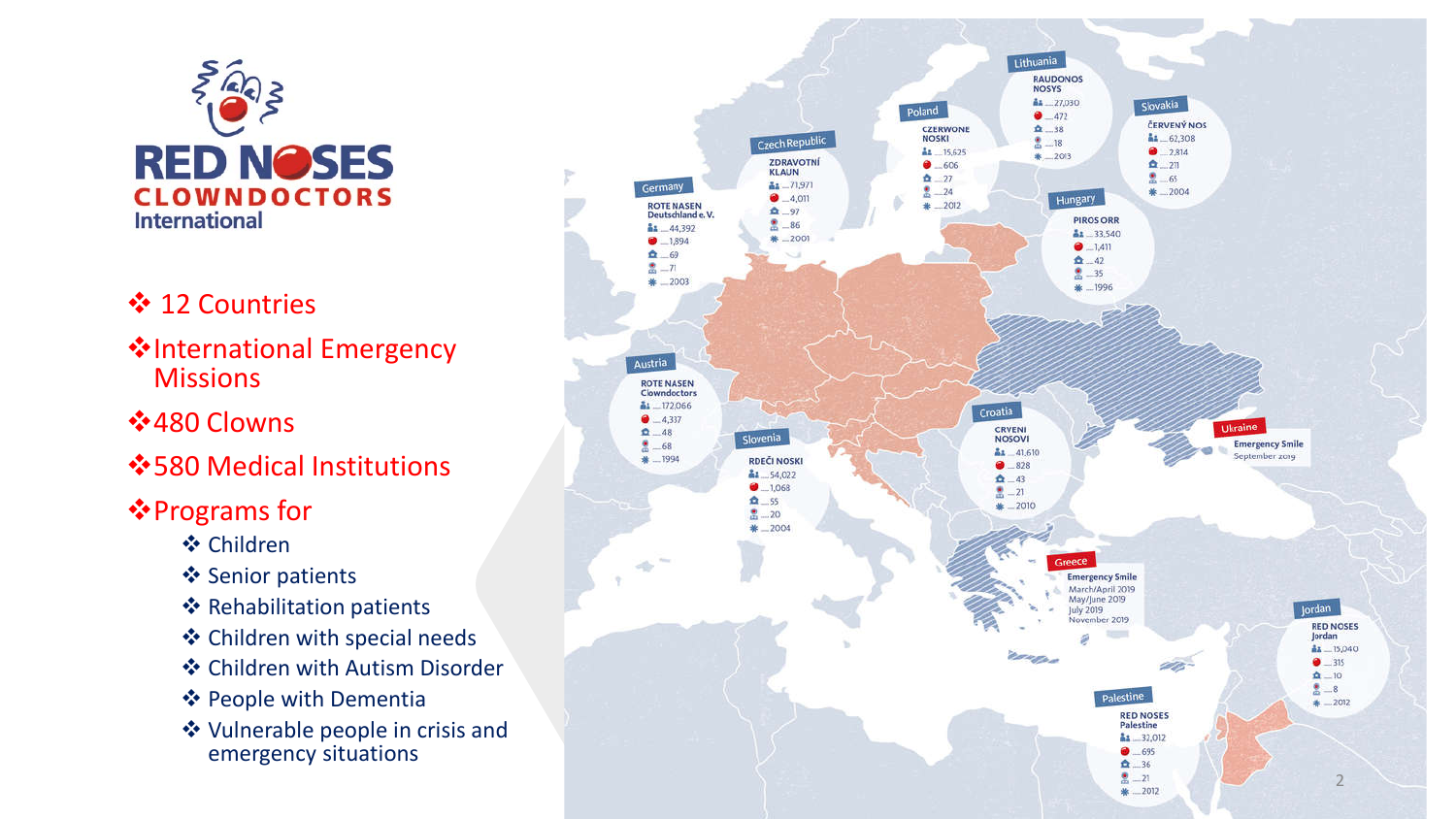# RED NOSES CLOWNDOCTORS International

- 12 Countries
- International Emergency Missions
- 480 Clowns
- 580 Medical Institutions
- Programs for
  - Children
  - Senior patients
  - Rehabilitation patients
  - Children with special needs
  - Children with Autism Disorder
  - People with Dementia
  - Vulnerable people in crisis and emergency situations

**Germany** — ROTE NASEN Deutschland e. V.: 44,392; 1,894; 69; 71; 2003

**Czech Republic** — ZDRAVOTNÍ KLAUN: 71,971; 4,011; 97; 86; 2001

**Poland** — CZERWONE NOSKI: 15,625; 606; 27; 24; 2012

**Lithuania** — RAUDONOS NOSYS: 27,030; 472; 38; 18; 2013

**Slovakia** — ČERVENÝ NOS: 62,308; 2,814; 211; 61; 2004

**Hungary** — PIROS ORR: 33,540; 1,411; 42; 35; 1996

**Austria** — ROTE NASEN Clowndoctors: 172,066; 4,317; 48; 68; 1994

**Slovenia** — RDEČI NOSKI: 54,022; 1,068; 55; 20; 2004

**Croatia** — CRVENI NOSOVI: 41,610; 828; 43; 21; 2010

**Ukraine** — Emergency Smile, September 2019

**Greece** — Emergency Smile: March/April 2019, May/June 2019, July 2019, November 2019

**Jordan** — RED NOSES Jordan: 15,040; 315; 10; 8; 2012

**Palestine** — RED NOSES Palestine: 32,012; 695; 36; 21; 2012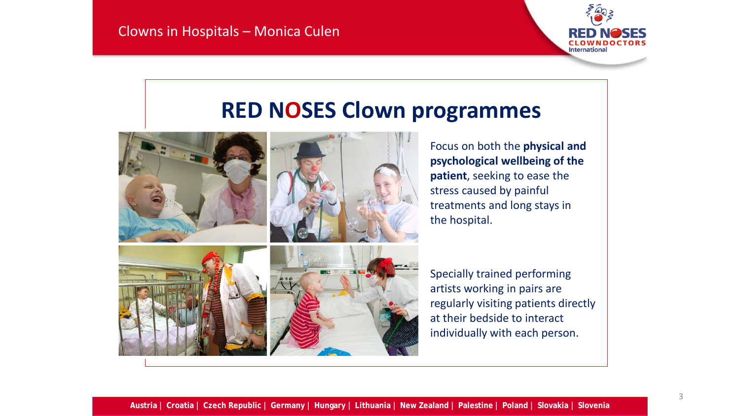# RED NOSES Clown programmes

Focus on both the **physical and psychological wellbeing of the patient**, seeking to ease the stress caused by painful treatments and long stays in the hospital.

Specially trained performing artists working in pairs are regularly visiting patients directly at their bedside to interact individually with each person.

**Austria | Croatia | Czech Republic | Germany | Hungary | Lithuania | New Zealand | Palestine | Poland | Slovakia | Slovenia**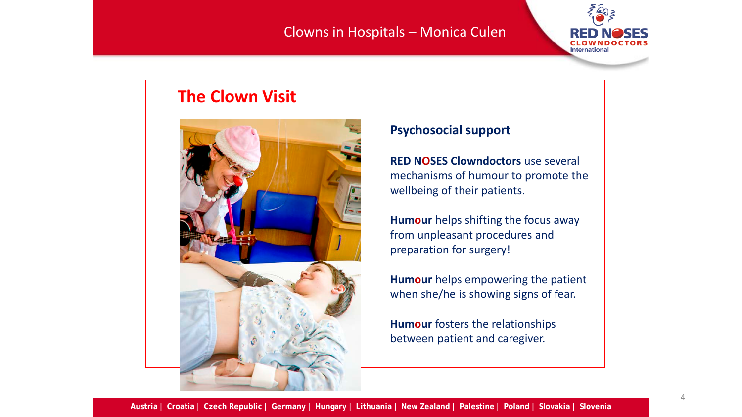## The Clown Visit

### Psychosocial support

**RED NOSES Clowndoctors** use several mechanisms of humour to promote the wellbeing of their patients.

**Humour** helps shifting the focus away from unpleasant procedures and preparation for surgery!

**Humour** helps empowering the patient when she/he is showing signs of fear.

**Humour** fosters the relationships between patient and caregiver.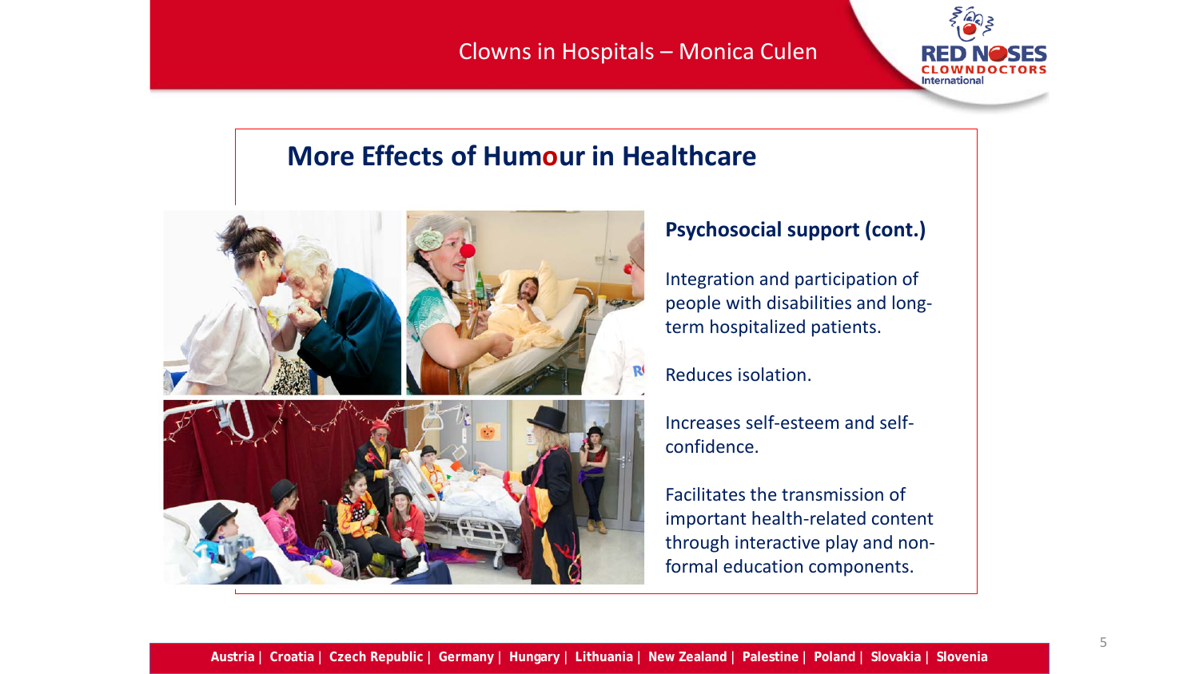## More Effects of Humour in Healthcare

### Psychosocial support (cont.)

Integration and participation of people with disabilities and long-term hospitalized patients.

Reduces isolation.

Increases self-esteem and self-confidence.

Facilitates the transmission of important health-related content through interactive play and non-formal education components.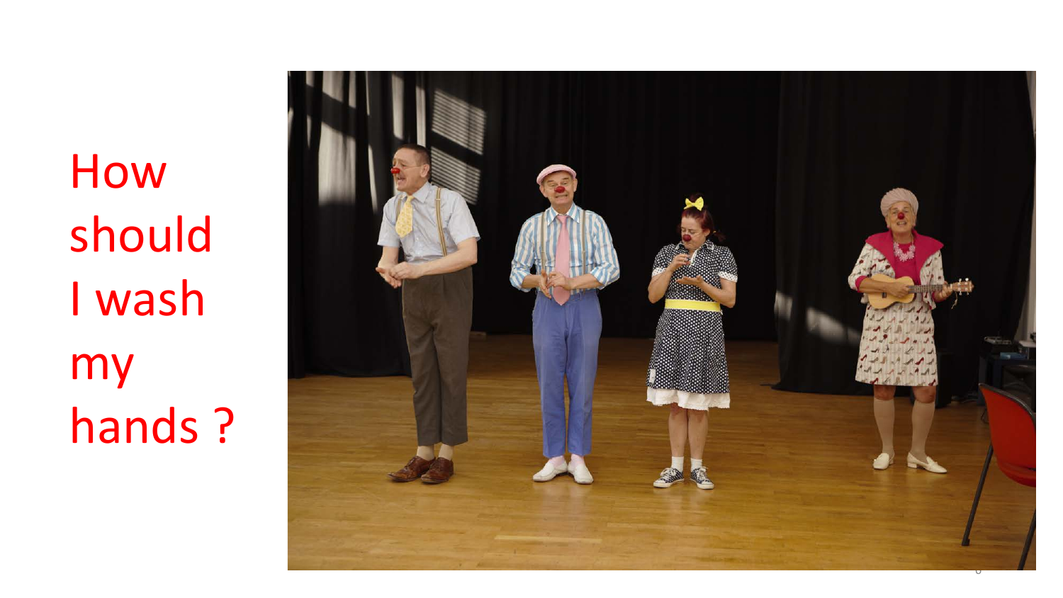How should I wash my hands ?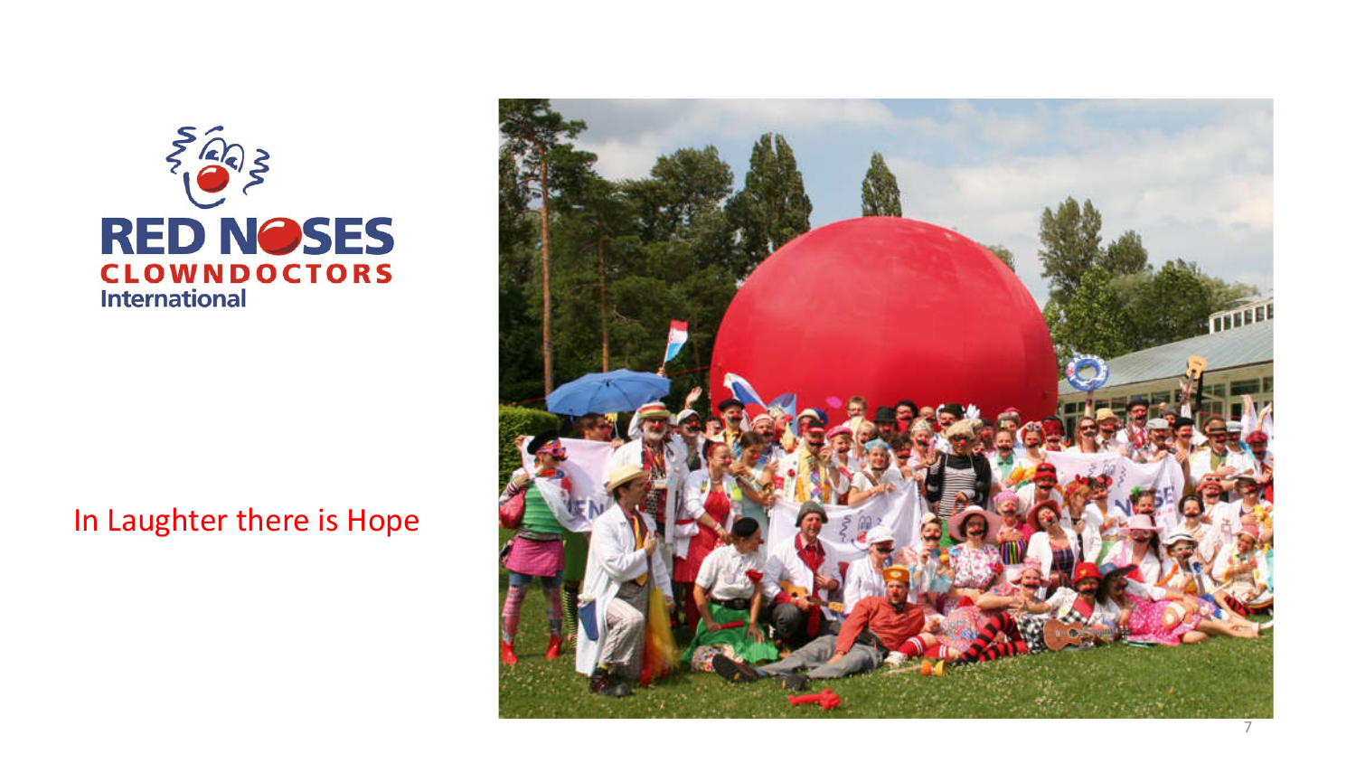RED NOSES CLOWNDOCTORS International

In Laughter there is Hope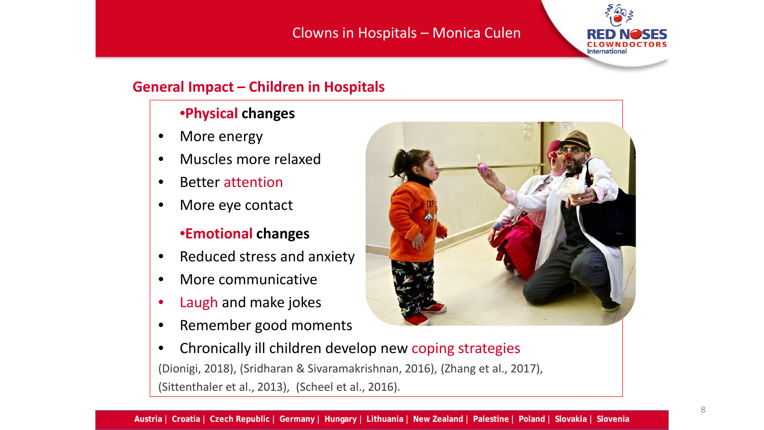## General Impact – Children in Hospitals

**•Physical changes**

- More energy
- Muscles more relaxed
- Better attention
- More eye contact

**•Emotional changes**

- Reduced stress and anxiety
- More communicative
- Laugh and make jokes
- Remember good moments
- Chronically ill children develop new coping strategies

(Dionigi, 2018), (Sridharan & Sivaramakrishnan, 2016), (Zhang et al., 2017), (Sittenthaler et al., 2013), (Scheel et al., 2016).